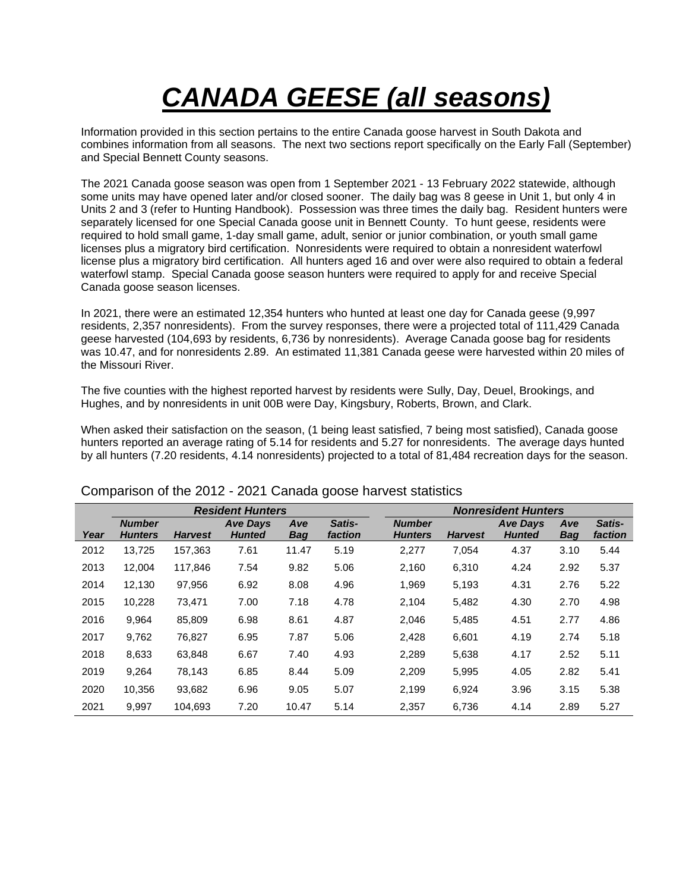# ***CANADA GEESE (all seasons)***

Information provided in this section pertains to the entire Canada goose harvest in South Dakota and combines information from all seasons. The next two sections report specifically on the Early Fall (September) and Special Bennett County seasons.

The 2021 Canada goose season was open from 1 September 2021 - 13 February 2022 statewide, although some units may have opened later and/or closed sooner. The daily bag was 8 geese in Unit 1, but only 4 in Units 2 and 3 (refer to Hunting Handbook). Possession was three times the daily bag. Resident hunters were separately licensed for one Special Canada goose unit in Bennett County. To hunt geese, residents were required to hold small game, 1-day small game, adult, senior or junior combination, or youth small game licenses plus a migratory bird certification. Nonresidents were required to obtain a nonresident waterfowl license plus a migratory bird certification. All hunters aged 16 and over were also required to obtain a federal waterfowl stamp. Special Canada goose season hunters were required to apply for and receive Special Canada goose season licenses.

In 2021, there were an estimated 12,354 hunters who hunted at least one day for Canada geese (9,997 residents, 2,357 nonresidents). From the survey responses, there were a projected total of 111,429 Canada geese harvested (104,693 by residents, 6,736 by nonresidents). Average Canada goose bag for residents was 10.47, and for nonresidents 2.89. An estimated 11,381 Canada geese were harvested within 20 miles of the Missouri River.

The five counties with the highest reported harvest by residents were Sully, Day, Deuel, Brookings, and Hughes, and by nonresidents in unit 00B were Day, Kingsbury, Roberts, Brown, and Clark.

When asked their satisfaction on the season, (1 being least satisfied, 7 being most satisfied), Canada goose hunters reported an average rating of 5.14 for residents and 5.27 for nonresidents. The average days hunted by all hunters (7.20 residents, 4.14 nonresidents) projected to a total of 81,484 recreation days for the season.

Comparison of the 2012 - 2021 Canada goose harvest statistics

| | ***Resident Hunters*** | | | | | ***Nonresident Hunters*** | | | | |
|---|---|---|---|---|---|---|---|---|---|---|
| ***Year*** | ***Number Hunters*** | ***Harvest*** | ***Ave Days Hunted*** | ***Ave Bag*** | ***Satis-faction*** | ***Number Hunters*** | ***Harvest*** | ***Ave Days Hunted*** | ***Ave Bag*** | ***Satis-faction*** |
| 2012 | 13,725 | 157,363 | 7.61 | 11.47 | 5.19 | 2,277 | 7,054 | 4.37 | 3.10 | 5.44 |
| 2013 | 12,004 | 117,846 | 7.54 | 9.82 | 5.06 | 2,160 | 6,310 | 4.24 | 2.92 | 5.37 |
| 2014 | 12,130 | 97,956 | 6.92 | 8.08 | 4.96 | 1,969 | 5,193 | 4.31 | 2.76 | 5.22 |
| 2015 | 10,228 | 73,471 | 7.00 | 7.18 | 4.78 | 2,104 | 5,482 | 4.30 | 2.70 | 4.98 |
| 2016 | 9,964 | 85,809 | 6.98 | 8.61 | 4.87 | 2,046 | 5,485 | 4.51 | 2.77 | 4.86 |
| 2017 | 9,762 | 76,827 | 6.95 | 7.87 | 5.06 | 2,428 | 6,601 | 4.19 | 2.74 | 5.18 |
| 2018 | 8,633 | 63,848 | 6.67 | 7.40 | 4.93 | 2,289 | 5,638 | 4.17 | 2.52 | 5.11 |
| 2019 | 9,264 | 78,143 | 6.85 | 8.44 | 5.09 | 2,209 | 5,995 | 4.05 | 2.82 | 5.41 |
| 2020 | 10,356 | 93,682 | 6.96 | 9.05 | 5.07 | 2,199 | 6,924 | 3.96 | 3.15 | 5.38 |
| 2021 | 9,997 | 104,693 | 7.20 | 10.47 | 5.14 | 2,357 | 6,736 | 4.14 | 2.89 | 5.27 |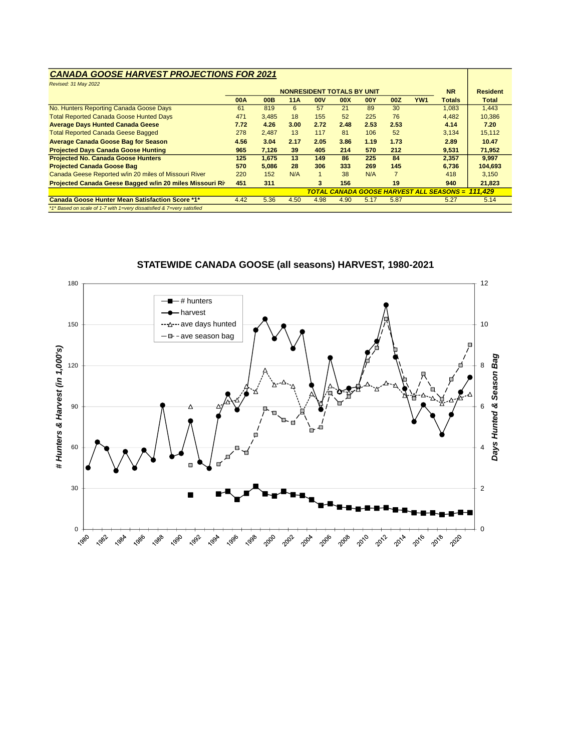## *CANADA GOOSE HARVEST PROJECTIONS FOR 2021*

*Revised: 31 May 2022*

| | NONRESIDENT TOTALS BY UNIT | | | | | | | | NR | Resident |
|---|---|---|---|---|---|---|---|---|---|---|
| | **00A** | **00B** | **11A** | **00V** | **00X** | **00Y** | **00Z** | **YW1** | **Totals** | **Total** |
| No. Hunters Reporting Canada Goose Days | 61 | 819 | 6 | 57 | 21 | 89 | 30 | | 1,083 | 1,443 |
| Total Reported Canada Goose Hunted Days | 471 | 3,485 | 18 | 155 | 52 | 225 | 76 | | 4,482 | 10,386 |
| **Average Days Hunted Canada Geese** | **7.72** | **4.26** | **3.00** | **2.72** | **2.48** | **2.53** | **2.53** | | **4.14** | **7.20** |
| Total Reported Canada Geese Bagged | 278 | 2,487 | 13 | 117 | 81 | 106 | 52 | | 3,134 | 15,112 |
| **Average Canada Goose Bag for Season** | **4.56** | **3.04** | **2.17** | **2.05** | **3.86** | **1.19** | **1.73** | | **2.89** | **10.47** |
| **Projected Days Canada Goose Hunting** | **965** | **7,126** | **39** | **405** | **214** | **570** | **212** | | **9,531** | **71,952** |
| **Projected No. Canada Goose Hunters** | **125** | **1,675** | **13** | **149** | **86** | **225** | **84** | | **2,357** | **9,997** |
| **Projected Canada Goose Bag** | **570** | **5,086** | **28** | **306** | **333** | **269** | **145** | | **6,736** | **104,693** |
| Canada Geese Reported w/in 20 miles of Missouri River | 220 | 152 | N/A | 1 | 38 | N/A | 7 | | 418 | 3,150 |
| **Projected Canada Geese Bagged w/in 20 miles Missouri Ri** | **451** | **311** | | **3** | **156** | | **19** | | **940** | **21,823** |
| | ***TOTAL CANADA GOOSE HARVEST ALL SEASONS = 111,429*** | | | | | | | | | |
| **Canada Goose Hunter Mean Satisfaction Score \*1\*** | 4.42 | 5.36 | 4.50 | 4.98 | 4.90 | 5.17 | 5.87 | | 5.27 | 5.14 |

*\*1\* Based on scale of 1-7 with 1=very dissatisfied & 7=very satisfied*

## STATEWIDE CANADA GOOSE (all seasons) HARVEST, 1980-2021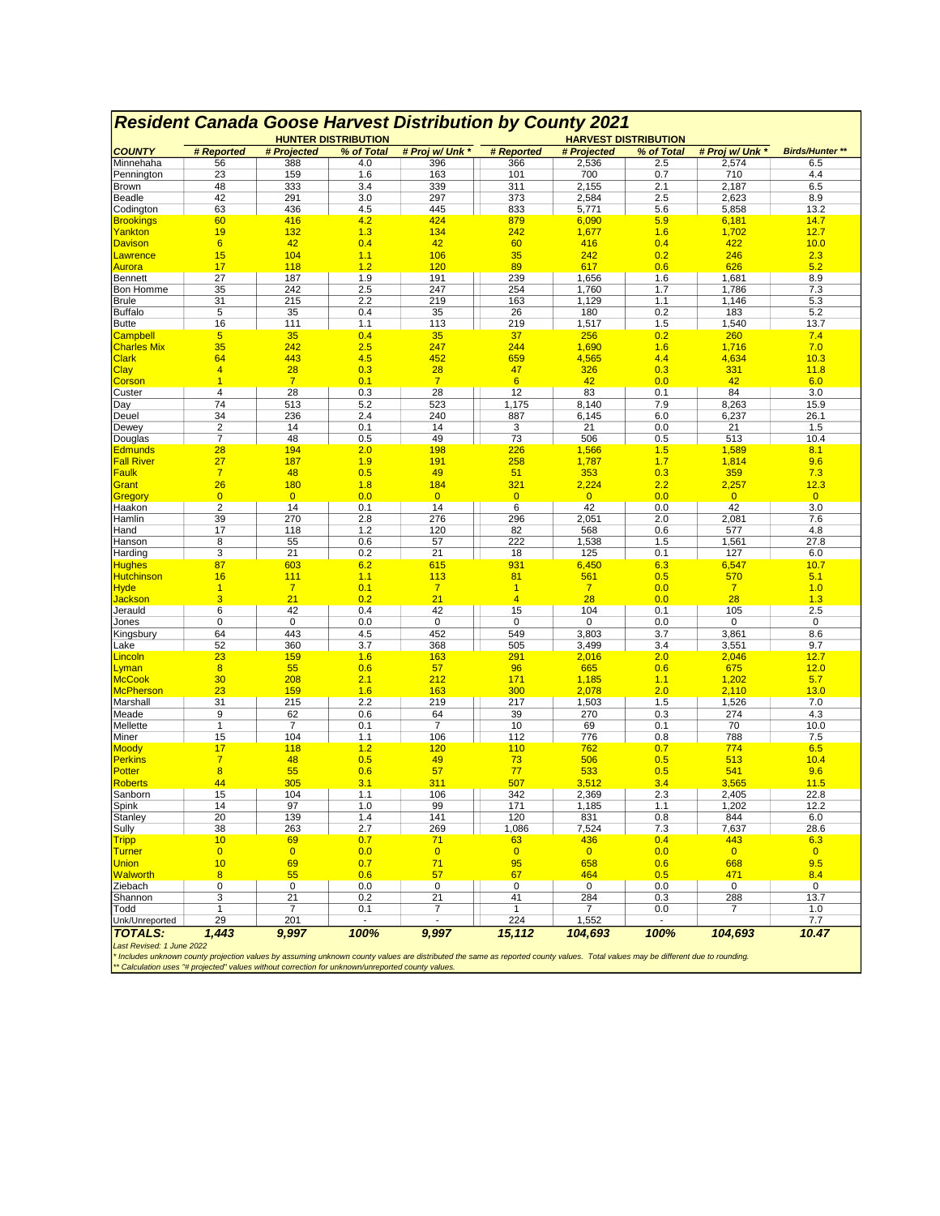# Resident Canada Goose Harvest Distribution by County 2021

| | HUNTER DISTRIBUTION | | | | HARVEST DISTRIBUTION | | | | |
|---|---|---|---|---|---|---|---|---|---|
| COUNTY | # Reported | # Projected | % of Total | # Proj w/ Unk * | # Reported | # Projected | % of Total | # Proj w/ Unk * | Birds/Hunter ** |
| Minnehaha | 56 | 388 | 4.0 | 396 | 366 | 2,536 | 2.5 | 2,574 | 6.5 |
| Pennington | 23 | 159 | 1.6 | 163 | 101 | 700 | 0.7 | 710 | 4.4 |
| Brown | 48 | 333 | 3.4 | 339 | 311 | 2,155 | 2.1 | 2,187 | 6.5 |
| Beadle | 42 | 291 | 3.0 | 297 | 373 | 2,584 | 2.5 | 2,623 | 8.9 |
| Codington | 63 | 436 | 4.5 | 445 | 833 | 5,771 | 5.6 | 5,858 | 13.2 |
| Brookings | 60 | 416 | 4.2 | 424 | 879 | 6,090 | 5.9 | 6,181 | 14.7 |
| Yankton | 19 | 132 | 1.3 | 134 | 242 | 1,677 | 1.6 | 1,702 | 12.7 |
| Davison | 6 | 42 | 0.4 | 42 | 60 | 416 | 0.4 | 422 | 10.0 |
| Lawrence | 15 | 104 | 1.1 | 106 | 35 | 242 | 0.2 | 246 | 2.3 |
| Aurora | 17 | 118 | 1.2 | 120 | 89 | 617 | 0.6 | 626 | 5.2 |
| Bennett | 27 | 187 | 1.9 | 191 | 239 | 1,656 | 1.6 | 1,681 | 8.9 |
| Bon Homme | 35 | 242 | 2.5 | 247 | 254 | 1,760 | 1.7 | 1,786 | 7.3 |
| Brule | 31 | 215 | 2.2 | 219 | 163 | 1,129 | 1.1 | 1,146 | 5.3 |
| Buffalo | 5 | 35 | 0.4 | 35 | 26 | 180 | 0.2 | 183 | 5.2 |
| Butte | 16 | 111 | 1.1 | 113 | 219 | 1,517 | 1.5 | 1,540 | 13.7 |
| Campbell | 5 | 35 | 0.4 | 35 | 37 | 256 | 0.2 | 260 | 7.4 |
| Charles Mix | 35 | 242 | 2.5 | 247 | 244 | 1,690 | 1.6 | 1,716 | 7.0 |
| Clark | 64 | 443 | 4.5 | 452 | 659 | 4,565 | 4.4 | 4,634 | 10.3 |
| Clay | 4 | 28 | 0.3 | 28 | 47 | 326 | 0.3 | 331 | 11.8 |
| Corson | 1 | 7 | 0.1 | 7 | 6 | 42 | 0.0 | 42 | 6.0 |
| Custer | 4 | 28 | 0.3 | 28 | 12 | 83 | 0.1 | 84 | 3.0 |
| Day | 74 | 513 | 5.2 | 523 | 1,175 | 8,140 | 7.9 | 8,263 | 15.9 |
| Deuel | 34 | 236 | 2.4 | 240 | 887 | 6,145 | 6.0 | 6,237 | 26.1 |
| Dewey | 2 | 14 | 0.1 | 14 | 3 | 21 | 0.0 | 21 | 1.5 |
| Douglas | 7 | 48 | 0.5 | 49 | 73 | 506 | 0.5 | 513 | 10.4 |
| Edmunds | 28 | 194 | 2.0 | 198 | 226 | 1,566 | 1.5 | 1,589 | 8.1 |
| Fall River | 27 | 187 | 1.9 | 191 | 258 | 1,787 | 1.7 | 1,814 | 9.6 |
| Faulk | 7 | 48 | 0.5 | 49 | 51 | 353 | 0.3 | 359 | 7.3 |
| Grant | 26 | 180 | 1.8 | 184 | 321 | 2,224 | 2.2 | 2,257 | 12.3 |
| Gregory | 0 | 0 | 0.0 | 0 | 0 | 0 | 0.0 | 0 | 0 |
| Haakon | 2 | 14 | 0.1 | 14 | 6 | 42 | 0.0 | 42 | 3.0 |
| Hamlin | 39 | 270 | 2.8 | 276 | 296 | 2,051 | 2.0 | 2,081 | 7.6 |
| Hand | 17 | 118 | 1.2 | 120 | 82 | 568 | 0.6 | 577 | 4.8 |
| Hanson | 8 | 55 | 0.6 | 57 | 222 | 1,538 | 1.5 | 1,561 | 27.8 |
| Harding | 3 | 21 | 0.2 | 21 | 18 | 125 | 0.1 | 127 | 6.0 |
| Hughes | 87 | 603 | 6.2 | 615 | 931 | 6,450 | 6.3 | 6,547 | 10.7 |
| Hutchinson | 16 | 111 | 1.1 | 113 | 81 | 561 | 0.5 | 570 | 5.1 |
| Hyde | 1 | 7 | 0.1 | 7 | 1 | 7 | 0.0 | 7 | 1.0 |
| Jackson | 3 | 21 | 0.2 | 21 | 4 | 28 | 0.0 | 28 | 1.3 |
| Jerauld | 6 | 42 | 0.4 | 42 | 15 | 104 | 0.1 | 105 | 2.5 |
| Jones | 0 | 0 | 0.0 | 0 | 0 | 0 | 0.0 | 0 | 0 |
| Kingsbury | 64 | 443 | 4.5 | 452 | 549 | 3,803 | 3.7 | 3,861 | 8.6 |
| Lake | 52 | 360 | 3.7 | 368 | 505 | 3,499 | 3.4 | 3,551 | 9.7 |
| Lincoln | 23 | 159 | 1.6 | 163 | 291 | 2,016 | 2.0 | 2,046 | 12.7 |
| Lyman | 8 | 55 | 0.6 | 57 | 96 | 665 | 0.6 | 675 | 12.0 |
| McCook | 30 | 208 | 2.1 | 212 | 171 | 1,185 | 1.1 | 1,202 | 5.7 |
| McPherson | 23 | 159 | 1.6 | 163 | 300 | 2,078 | 2.0 | 2,110 | 13.0 |
| Marshall | 31 | 215 | 2.2 | 219 | 217 | 1,503 | 1.5 | 1,526 | 7.0 |
| Meade | 9 | 62 | 0.6 | 64 | 39 | 270 | 0.3 | 274 | 4.3 |
| Mellette | 1 | 7 | 0.1 | 7 | 10 | 69 | 0.1 | 70 | 10.0 |
| Miner | 15 | 104 | 1.1 | 106 | 112 | 776 | 0.8 | 788 | 7.5 |
| Moody | 17 | 118 | 1.2 | 120 | 110 | 762 | 0.7 | 774 | 6.5 |
| Perkins | 7 | 48 | 0.5 | 49 | 73 | 506 | 0.5 | 513 | 10.4 |
| Potter | 8 | 55 | 0.6 | 57 | 77 | 533 | 0.5 | 541 | 9.6 |
| Roberts | 44 | 305 | 3.1 | 311 | 507 | 3,512 | 3.4 | 3,565 | 11.5 |
| Sanborn | 15 | 104 | 1.1 | 106 | 342 | 2,369 | 2.3 | 2,405 | 22.8 |
| Spink | 14 | 97 | 1.0 | 99 | 171 | 1,185 | 1.1 | 1,202 | 12.2 |
| Stanley | 20 | 139 | 1.4 | 141 | 120 | 831 | 0.8 | 844 | 6.0 |
| Sully | 38 | 263 | 2.7 | 269 | 1,086 | 7,524 | 7.3 | 7,637 | 28.6 |
| Tripp | 10 | 69 | 0.7 | 71 | 63 | 436 | 0.4 | 443 | 6.3 |
| Turner | 0 | 0 | 0.0 | 0 | 0 | 0 | 0.0 | 0 | 0 |
| Union | 10 | 69 | 0.7 | 71 | 95 | 658 | 0.6 | 668 | 9.5 |
| Walworth | 8 | 55 | 0.6 | 57 | 67 | 464 | 0.5 | 471 | 8.4 |
| Ziebach | 0 | 0 | 0.0 | 0 | 0 | 0 | 0.0 | 0 | 0 |
| Shannon | 3 | 21 | 0.2 | 21 | 41 | 284 | 0.3 | 288 | 13.7 |
| Todd | 1 | 7 | 0.1 | 7 | 1 | 7 | 0.0 | 7 | 1.0 |
| Unk/Unreported | 29 | 201 | - | - | 224 | 1,552 | - | - | 7.7 |
| **TOTALS:** | **1,443** | **9,997** | **100%** | **9,997** | **15,112** | **104,693** | **100%** | **104,693** | **10.47** |

*Last Revised: 1 June 2022*

*\* Includes unknown county projection values by assuming unknown county values are distributed the same as reported county values. Total values may be different due to rounding.*

*\*\* Calculation uses "# projected" values without correction for unknown/unreported county values.*